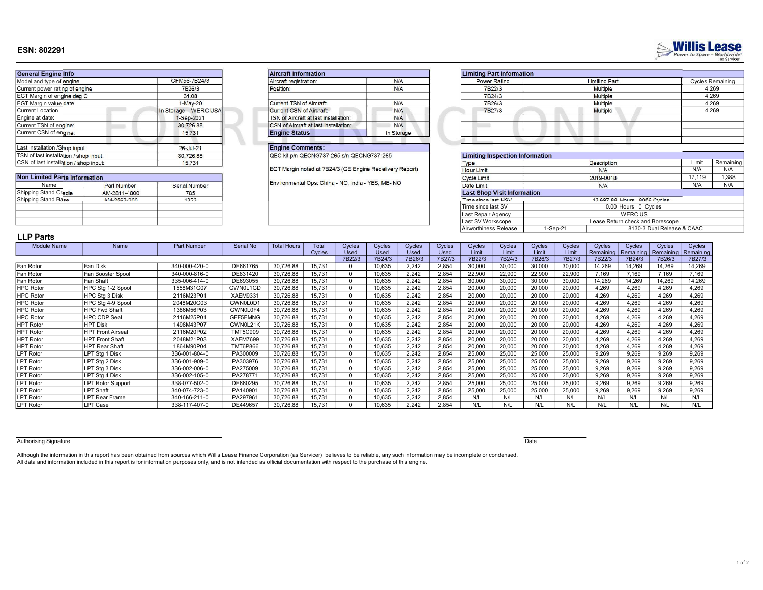# ESN: 802291

Willis Lease — Power to Spare – Worldwide — as Servicer

FOR REFERENCE ONLY

| General Engine Info | |
|---|---|
| Model and type of engine | CFM56-7B24/3 |
| Current power rating of engine | 7B26/3 |
| EGT Margin of engine deg C | 34.08 |
| EGT Margin value date | 1-May-20 |
| Current Location | In Storage - WERC USA |
| Engine at date: | 1-Sep-2021 |
| Current TSN of engine: | 30,726.88 |
| Current CSN of engine: | 15,731 |
| | |
| Last installation /Shop input: | 26-Jul-21 |
| TSN of last installation / shop input: | 30,726.88 |
| CSN of last installation / shop input: | 15,731 |

| Non Limited Parts Information | | |
|---|---|---|
| Name | Part Number | Serial Number |
| Shipping Stand Cradle | AM-2811-4800 | 785 |
| Shipping Stand Base | AM-2563-200 | 1323 |

| Aircraft Information | |
|---|---|
| Aircraft registration: | N/A |
| Position: | N/A |
| | |
| Current TSN of Aircraft: | N/A |
| Current CSN of Aircraft: | N/A |
| TSN of Aircraft at last installation: | N/A |
| CSN of Aircraft at last installation: | N/A |
| Engine Status | In Storage |

**Engine Comments:**

QEC kit p/n QECNG737-265 s/n QECNG737-265

EGT Margin noted at 7B24/3 (GE Engine Redelivery Report)

Environmental Ops: China - NO, India - YES, ME- NO

| Limiting Part Information | | |
|---|---|---|
| Power Rating | Limiting Part | Cycles Remaining |
| 7B22/3 | Multiple | 4,269 |
| 7B24/3 | Multiple | 4,269 |
| 7B26/3 | Multiple | 4,269 |
| 7B27/3 | Multiple | 4,269 |

| Limiting Inspection Information | | | |
|---|---|---|---|
| Type | Description | Limit | Remaining |
| Hour Limit | N/A | N/A | N/A |
| Cycle Limit | 2019-0018 | 17,119 | 1,388 |
| Date Limit | N/A | N/A | N/A |

| Last Shop Visit Information | | |
|---|---|---|
| Time since last HSV | 13,697.88 Hours 3056 Cycles | |
| Time since last SV | 0.00 Hours 0 Cycles | |
| Last Repair Agency | WERC US | |
| Last SV Workscope | Lease Return check and Borescope | |
| Airworthiness Release | 1-Sep-21 | 8130-3 Dual Release & CAAC |

## LLP Parts

| Module Name | Name | Part Number | Serial No | Total Hours | Total Cycles | Cycles Used 7B22/3 | Cycles Used 7B24/3 | Cycles Used 7B26/3 | Cycles Used 7B27/3 | Cycles Limit 7B22/3 | Cycles Limit 7B24/3 | Cycles Limit 7B26/3 | Cycles Limit 7B27/3 | Cycles Remaining 7B22/3 | Cycles Remaining 7B24/3 | Cycles Remaining 7B26/3 | Cycles Remaining 7B27/3 |
|---|---|---|---|---|---|---|---|---|---|---|---|---|---|---|---|---|---|
| Fan Rotor | Fan Disk | 340-000-420-0 | DE661765 | 30,726.88 | 15,731 | 0 | 10,635 | 2,242 | 2,854 | 30,000 | 30,000 | 30,000 | 30,000 | 14,269 | 14,269 | 14,269 | 14,269 |
| Fan Rotor | Fan Booster Spool | 340-000-816-0 | DE831420 | 30,726.88 | 15,731 | 0 | 10,635 | 2,242 | 2,854 | 22,900 | 22,900 | 22,900 | 22,900 | 7,169 | 7,169 | 7,169 | 7,169 |
| Fan Rotor | Fan Shaft | 335-006-414-0 | DE693055 | 30,726.88 | 15,731 | 0 | 10,635 | 2,242 | 2,854 | 30,000 | 30,000 | 30,000 | 30,000 | 14,269 | 14,269 | 14,269 | 14,269 |
| HPC Rotor | HPC Stg 1-2 Spool | 1558M31G07 | GWN0L1GD | 30,726.88 | 15,731 | 0 | 10,635 | 2,242 | 2,854 | 20,000 | 20,000 | 20,000 | 20,000 | 4,269 | 4,269 | 4,269 | 4,269 |
| HPC Rotor | HPC Stg 3 Disk | 2116M23P01 | XAEM9331 | 30,726.88 | 15,731 | 0 | 10,635 | 2,242 | 2,854 | 20,000 | 20,000 | 20,000 | 20,000 | 4,269 | 4,269 | 4,269 | 4,269 |
| HPC Rotor | HPC Stg 4-9 Spool | 2048M20G03 | GWN0L0D1 | 30,726.88 | 15,731 | 0 | 10,635 | 2,242 | 2,854 | 20,000 | 20,000 | 20,000 | 20,000 | 4,269 | 4,269 | 4,269 | 4,269 |
| HPC Rotor | HPC Fwd Shaft | 1386M56P03 | GWN0L0F4 | 30,726.88 | 15,731 | 0 | 10,635 | 2,242 | 2,854 | 20,000 | 20,000 | 20,000 | 20,000 | 4,269 | 4,269 | 4,269 | 4,269 |
| HPC Rotor | HPC CDP Seal | 2116M25P01 | GFF5EMNG | 30,726.88 | 15,731 | 0 | 10,635 | 2,242 | 2,854 | 20,000 | 20,000 | 20,000 | 20,000 | 4,269 | 4,269 | 4,269 | 4,269 |
| HPT Rotor | HPT Disk | 1498M43P07 | GWN0L21K | 30,726.88 | 15,731 | 0 | 10,635 | 2,242 | 2,854 | 20,000 | 20,000 | 20,000 | 20,000 | 4,269 | 4,269 | 4,269 | 4,269 |
| HPT Rotor | HPT Front Airseal | 2116M20P02 | TMT5C909 | 30,726.88 | 15,731 | 0 | 10,635 | 2,242 | 2,854 | 20,000 | 20,000 | 20,000 | 20,000 | 4,269 | 4,269 | 4,269 | 4,269 |
| HPT Rotor | HPT Front Shaft | 2048M21P03 | XAEM7699 | 30,726.88 | 15,731 | 0 | 10,635 | 2,242 | 2,854 | 20,000 | 20,000 | 20,000 | 20,000 | 4,269 | 4,269 | 4,269 | 4,269 |
| HPT Rotor | HPT Rear Shaft | 1864M90P04 | TMT6P866 | 30,726.88 | 15,731 | 0 | 10,635 | 2,242 | 2,854 | 20,000 | 20,000 | 20,000 | 20,000 | 4,269 | 4,269 | 4,269 | 4,269 |
| LPT Rotor | LPT Stg 1 Disk | 336-001-804-0 | PA300009 | 30,726.88 | 15,731 | 0 | 10,635 | 2,242 | 2,854 | 25,000 | 25,000 | 25,000 | 25,000 | 9,269 | 9,269 | 9,269 | 9,269 |
| LPT Rotor | LPT Stg 2 Disk | 336-001-909-0 | PA303976 | 30,726.88 | 15,731 | 0 | 10,635 | 2,242 | 2,854 | 25,000 | 25,000 | 25,000 | 25,000 | 9,269 | 9,269 | 9,269 | 9,269 |
| LPT Rotor | LPT Stg 3 Disk | 336-002-006-0 | PA275009 | 30,726.88 | 15,731 | 0 | 10,635 | 2,242 | 2,854 | 25,000 | 25,000 | 25,000 | 25,000 | 9,269 | 9,269 | 9,269 | 9,269 |
| LPT Rotor | LPT Stg 4 Disk | 336-002-105-0 | PA278771 | 30,726.88 | 15,731 | 0 | 10,635 | 2,242 | 2,854 | 25,000 | 25,000 | 25,000 | 25,000 | 9,269 | 9,269 | 9,269 | 9,269 |
| LPT Rotor | LPT Rotor Support | 338-077-502-0 | DE660295 | 30,726.88 | 15,731 | 0 | 10,635 | 2,242 | 2,854 | 25,000 | 25,000 | 25,000 | 25,000 | 9,269 | 9,269 | 9,269 | 9,269 |
| LPT Rotor | LPT Shaft | 340-074-723-0 | PA140901 | 30,726.88 | 15,731 | 0 | 10,635 | 2,242 | 2,854 | 25,000 | 25,000 | 25,000 | 25,000 | 9,269 | 9,269 | 9,269 | 9,269 |
| LPT Rotor | LPT Rear Frame | 340-166-211-0 | PA297961 | 30,726.88 | 15,731 | 0 | 10,635 | 2,242 | 2,854 | N/L | N/L | N/L | N/L | N/L | N/L | N/L | N/L |
| LPT Rotor | LPT Case | 338-117-407-0 | DE449657 | 30,726.88 | 15,731 | 0 | 10,635 | 2,242 | 2,854 | N/L | N/L | N/L | N/L | N/L | N/L | N/L | N/L |

Authorising Signature ____________________ Date ____________________

Although the information in this report has been obtained from sources which Willis Lease Finance Corporation (as Servicer) believes to be reliable, any such information may be incomplete or condensed.
All data and information included in this report is for information purposes only, and is not intended as official documentation with respect to the purchase of this engine.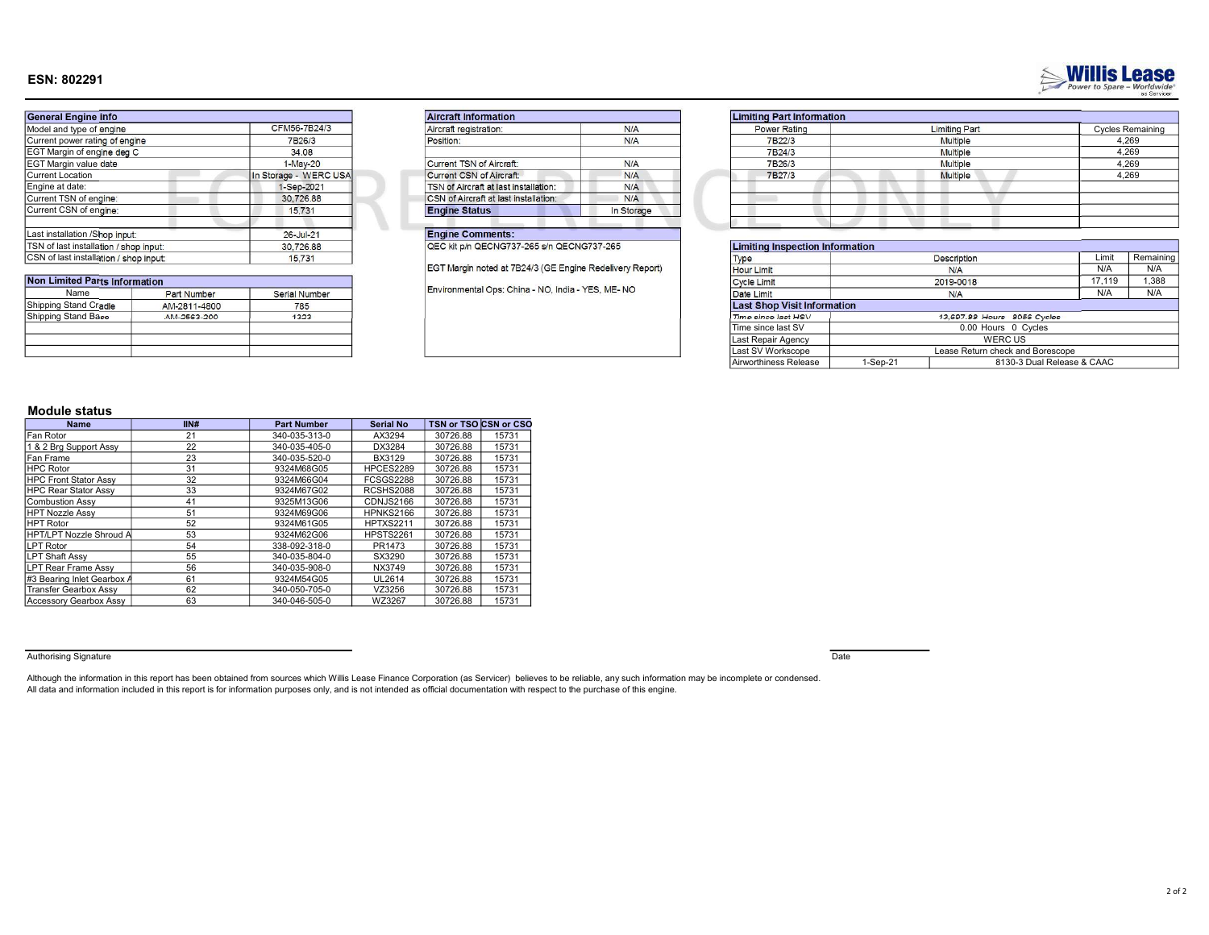## ESN: 802291

Willis Lease — Power to Spare – Worldwide® as Servicer

FOR REFERENCE ONLY

| General Engine Info | |
|---|---|
| Model and type of engine | CFM56-7B24/3 |
| Current power rating of engine | 7B26/3 |
| EGT Margin of engine deg C | 34.08 |
| EGT Margin value date | 1-May-20 |
| Current Location | In Storage - WERC USA |
| Engine at date: | 1-Sep-2021 |
| Current TSN of engine: | 30,726.88 |
| Current CSN of engine: | 15,731 |
| | |
| Last installation /Shop input: | 26-Jul-21 |
| TSN of last installation / shop input: | 30,726.88 |
| CSN of last installation / shop input: | 15,731 |

| Non Limited Parts Information | | |
|---|---|---|
| Name | Part Number | Serial Number |
| Shipping Stand Cradle | AM-2811-4800 | 785 |
| Shipping Stand Base | AM-2563-200 | 1323 |
| | | |
| | | |
| | | |

| Aircraft Information | |
|---|---|
| Aircraft registration: | N/A |
| Position: | N/A |
| | |
| Current TSN of Aircraft: | N/A |
| Current CSN of Aircraft: | N/A |
| TSN of Aircraft at last installation: | N/A |
| CSN of Aircraft at last installation: | N/A |
| Engine Status | In Storage |

**Engine Comments:**

QEC kit p/n QECNG737-265 s/n QECNG737-265

EGT Margin noted at 7B24/3 (GE Engine Redelivery Report)

Environmental Ops: China - NO, India - YES, ME- NO

| Limiting Part Information | | |
|---|---|---|
| Power Rating | Limiting Part | Cycles Remaining |
| 7B22/3 | Multiple | 4,269 |
| 7B24/3 | Multiple | 4,269 |
| 7B26/3 | Multiple | 4,269 |
| 7B27/3 | Multiple | 4,269 |
| | | |
| | | |
| | | |
| | | |

| Limiting Inspection Information | | | |
|---|---|---|---|
| Type | Description | Limit | Remaining |
| Hour Limit | N/A | N/A | N/A |
| Cycle Limit | 2019-0018 | 17,119 | 1,388 |
| Date Limit | N/A | N/A | N/A |

| Last Shop Visit Information | | |
|---|---|---|
| Time since last HSV | 13,697.88 Hours 3056 Cycles | |
| Time since last SV | 0.00 Hours 0 Cycles | |
| Last Repair Agency | WERC US | |
| Last SV Workscope | Lease Return check and Borescope | |
| Airworthiness Release | 1-Sep-21 | 8130-3 Dual Release & CAAC |

### Module status

| Name | IIN# | Part Number | Serial No | TSN or TSO | CSN or CSO |
|---|---|---|---|---|---|
| Fan Rotor | 21 | 340-035-313-0 | AX3294 | 30726.88 | 15731 |
| 1 & 2 Brg Support Assy | 22 | 340-035-405-0 | DX3284 | 30726.88 | 15731 |
| Fan Frame | 23 | 340-035-520-0 | BX3129 | 30726.88 | 15731 |
| HPC Rotor | 31 | 9324M68G05 | HPCES2289 | 30726.88 | 15731 |
| HPC Front Stator Assy | 32 | 9324M66G04 | FCSGS2288 | 30726.88 | 15731 |
| HPC Rear Stator Assy | 33 | 9324M67G02 | RCSHS2088 | 30726.88 | 15731 |
| Combustion Assy | 41 | 9325M13G06 | CDNJS2166 | 30726.88 | 15731 |
| HPT Nozzle Assy | 51 | 9324M69G06 | HPNKS2166 | 30726.88 | 15731 |
| HPT Rotor | 52 | 9324M61G05 | HPTXS2211 | 30726.88 | 15731 |
| HPT/LPT Nozzle Shroud A | 53 | 9324M62G06 | HPSTS2261 | 30726.88 | 15731 |
| LPT Rotor | 54 | 338-092-318-0 | PR1473 | 30726.88 | 15731 |
| LPT Shaft Assy | 55 | 340-035-804-0 | SX3290 | 30726.88 | 15731 |
| LPT Rear Frame Assy | 56 | 340-035-908-0 | NX3749 | 30726.88 | 15731 |
| #3 Bearing Inlet Gearbox A | 61 | 9324M54G05 | UL2614 | 30726.88 | 15731 |
| Transfer Gearbox Assy | 62 | 340-050-705-0 | VZ3256 | 30726.88 | 15731 |
| Accessory Gearbox Assy | 63 | 340-046-505-0 | WZ3267 | 30726.88 | 15731 |

Authorising Signature

Date

Although the information in this report has been obtained from sources which Willis Lease Finance Corporation (as Servicer) believes to be reliable, any such information may be incomplete or condensed.
All data and information included in this report is for information purposes only, and is not intended as official documentation with respect to the purchase of this engine.